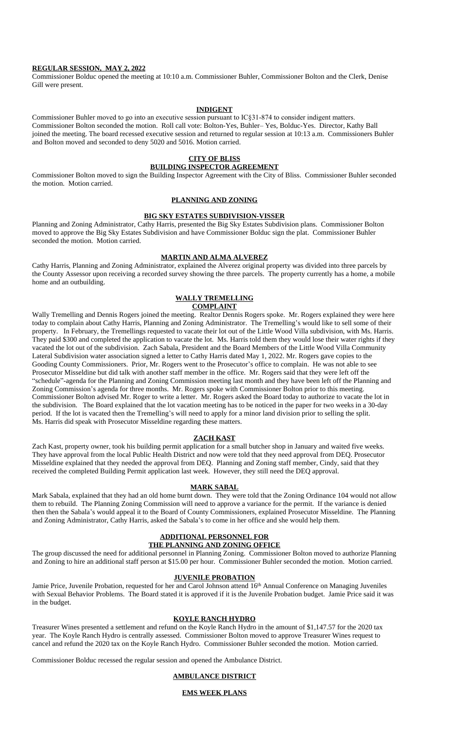**REGULAR SESSION, MAY 2, 2022**

Commissioner Bolduc opened the meeting at 10:10 a.m. Commissioner Buhler, Commissioner Bolton and the Clerk, Denise Gill were present.

**INDIGENT**

Commissioner Buhler moved to go into an executive session pursuant to IC§31-874 to consider indigent matters. Commissioner Bolton seconded the motion. Roll call vote: Bolton-Yes, Buhler– Yes, Bolduc-Yes. Director, Kathy Ball joined the meeting. The board recessed executive session and returned to regular session at 10:13 a.m. Commissioners Buhler and Bolton moved and seconded to deny 5020 and 5016. Motion carried.

**CITY OF BLISS**
**BUILDING INSPECTOR AGREEMENT**

Commissioner Bolton moved to sign the Building Inspector Agreement with the City of Bliss. Commissioner Buhler seconded the motion. Motion carried.

**PLANNING AND ZONING**

**BIG SKY ESTATES SUBDIVISION-VISSER**

Planning and Zoning Administrator, Cathy Harris, presented the Big Sky Estates Subdivision plans. Commissioner Bolton moved to approve the Big Sky Estates Subdivision and have Commissioner Bolduc sign the plat. Commissioner Buhler seconded the motion. Motion carried.

**MARTIN AND ALMA ALVEREZ**

Cathy Harris, Planning and Zoning Administrator, explained the Alverez original property was divided into three parcels by the County Assessor upon receiving a recorded survey showing the three parcels. The property currently has a home, a mobile home and an outbuilding.

**WALLY TREMELLING**
**COMPLAINT**

Wally Tremelling and Dennis Rogers joined the meeting. Realtor Dennis Rogers spoke. Mr. Rogers explained they were here today to complain about Cathy Harris, Planning and Zoning Administrator. The Tremelling's would like to sell some of their property. In February, the Tremellings requested to vacate their lot out of the Little Wood Villa subdivision, with Ms. Harris. They paid $300 and completed the application to vacate the lot. Ms. Harris told them they would lose their water rights if they vacated the lot out of the subdivision. Zach Sabala, President and the Board Members of the Little Wood Villa Community Lateral Subdivision water association signed a letter to Cathy Harris dated May 1, 2022. Mr. Rogers gave copies to the Gooding County Commissioners. Prior, Mr. Rogers went to the Prosecutor's office to complain. He was not able to see Prosecutor Misseldine but did talk with another staff member in the office. Mr. Rogers said that they were left off the "schedule"-agenda for the Planning and Zoning Commission meeting last month and they have been left off the Planning and Zoning Commission's agenda for three months. Mr. Rogers spoke with Commissioner Bolton prior to this meeting. Commissioner Bolton advised Mr. Roger to write a letter. Mr. Rogers asked the Board today to authorize to vacate the lot in the subdivision. The Board explained that the lot vacation meeting has to be noticed in the paper for two weeks in a 30-day period. If the lot is vacated then the Tremelling's will need to apply for a minor land division prior to selling the split. Ms. Harris did speak with Prosecutor Misseldine regarding these matters.

**ZACH KAST**

Zach Kast, property owner, took his building permit application for a small butcher shop in January and waited five weeks. They have approval from the local Public Health District and now were told that they need approval from DEQ. Prosecutor Misseldine explained that they needed the approval from DEQ. Planning and Zoning staff member, Cindy, said that they received the completed Building Permit application last week. However, they still need the DEQ approval.

**MARK SABAL**

Mark Sabala, explained that they had an old home burnt down. They were told that the Zoning Ordinance 104 would not allow them to rebuild. The Planning Zoning Commission will need to approve a variance for the permit. If the variance is denied then then the Sabala's would appeal it to the Board of County Commissioners, explained Prosecutor Misseldine. The Planning and Zoning Administrator, Cathy Harris, asked the Sabala's to come in her office and she would help them.

**ADDITIONAL PERSONNEL FOR**
**THE PLANNING AND ZONING OFFICE**

The group discussed the need for additional personnel in Planning Zoning. Commissioner Bolton moved to authorize Planning and Zoning to hire an additional staff person at $15.00 per hour. Commissioner Buhler seconded the motion. Motion carried.

**JUVENILE PROBATION**

Jamie Price, Juvenile Probation, requested for her and Carol Johnson attend 16th Annual Conference on Managing Juveniles with Sexual Behavior Problems. The Board stated it is approved if it is the Juvenile Probation budget. Jamie Price said it was in the budget.

**KOYLE RANCH HYDRO**

Treasurer Wines presented a settlement and refund on the Koyle Ranch Hydro in the amount of $1,147.57 for the 2020 tax year. The Koyle Ranch Hydro is centrally assessed. Commissioner Bolton moved to approve Treasurer Wines request to cancel and refund the 2020 tax on the Koyle Ranch Hydro. Commissioner Buhler seconded the motion. Motion carried.

Commissioner Bolduc recessed the regular session and opened the Ambulance District.

**AMBULANCE DISTRICT**

**EMS WEEK PLANS**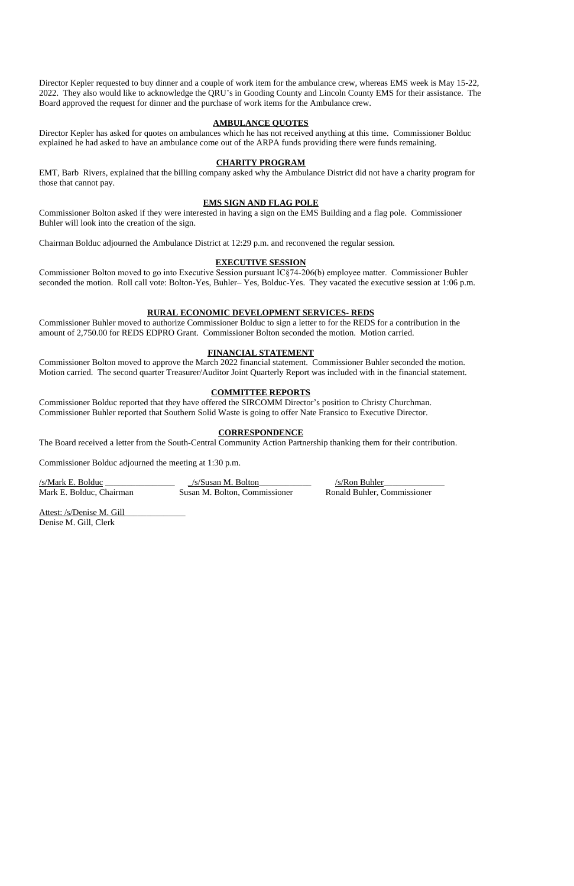Director Kepler requested to buy dinner and a couple of work item for the ambulance crew, whereas EMS week is May 15-22, 2022. They also would like to acknowledge the QRU's in Gooding County and Lincoln County EMS for their assistance. The Board approved the request for dinner and the purchase of work items for the Ambulance crew.

**AMBULANCE QUOTES**

Director Kepler has asked for quotes on ambulances which he has not received anything at this time. Commissioner Bolduc explained he had asked to have an ambulance come out of the ARPA funds providing there were funds remaining.

**CHARITY PROGRAM**

EMT, Barb Rivers, explained that the billing company asked why the Ambulance District did not have a charity program for those that cannot pay.

**EMS SIGN AND FLAG POLE**

Commissioner Bolton asked if they were interested in having a sign on the EMS Building and a flag pole. Commissioner Buhler will look into the creation of the sign.

Chairman Bolduc adjourned the Ambulance District at 12:29 p.m. and reconvened the regular session.

**EXECUTIVE SESSION**

Commissioner Bolton moved to go into Executive Session pursuant IC§74-206(b) employee matter. Commissioner Buhler seconded the motion. Roll call vote: Bolton-Yes, Buhler– Yes, Bolduc-Yes. They vacated the executive session at 1:06 p.m.

**RURAL ECONOMIC DEVELOPMENT SERVICES- REDS**

Commissioner Buhler moved to authorize Commissioner Bolduc to sign a letter to for the REDS for a contribution in the amount of 2,750.00 for REDS EDPRO Grant. Commissioner Bolton seconded the motion. Motion carried.

**FINANCIAL STATEMENT**

Commissioner Bolton moved to approve the March 2022 financial statement. Commissioner Buhler seconded the motion. Motion carried. The second quarter Treasurer/Auditor Joint Quarterly Report was included with in the financial statement.

**COMMITTEE REPORTS**

Commissioner Bolduc reported that they have offered the SIRCOMM Director's position to Christy Churchman. Commissioner Buhler reported that Southern Solid Waste is going to offer Nate Fransico to Executive Director.

**CORRESPONDENCE**

The Board received a letter from the South-Central Community Action Partnership thanking them for their contribution.

Commissioner Bolduc adjourned the meeting at 1:30 p.m.

| | | |
|---|---|---|
| /s/Mark E. Bolduc | /s/Susan M. Bolton | /s/Ron Buhler |
| Mark E. Bolduc, Chairman | Susan M. Bolton, Commissioner | Ronald Buhler, Commissioner |

Attest: /s/Denise M. Gill
Denise M. Gill, Clerk